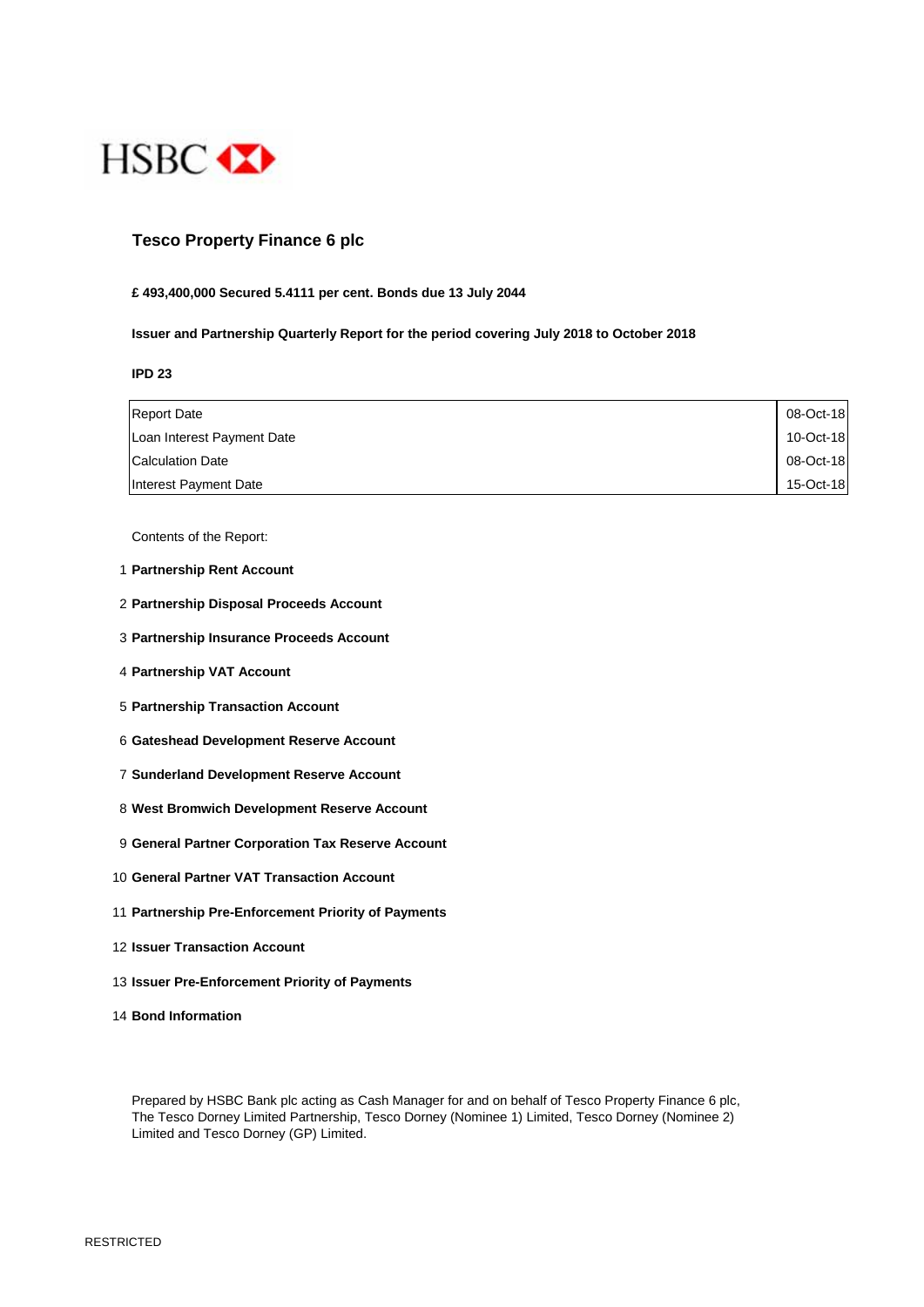HSBC

# Tesco Property Finance 6 plc

**£ 493,400,000 Secured 5.4111 per cent. Bonds due 13 July 2044**

**Issuer and Partnership Quarterly Report for the period covering July 2018 to October 2018**

**IPD 23**

| | |
|---|---|
| Report Date | 08-Oct-18 |
| Loan Interest Payment Date | 10-Oct-18 |
| Calculation Date | 08-Oct-18 |
| Interest Payment Date | 15-Oct-18 |

Contents of the Report:

1. **Partnership Rent Account**
2. **Partnership Disposal Proceeds Account**
3. **Partnership Insurance Proceeds Account**
4. **Partnership VAT Account**
5. **Partnership Transaction Account**
6. **Gateshead Development Reserve Account**
7. **Sunderland Development Reserve Account**
8. **West Bromwich Development Reserve Account**
9. **General Partner Corporation Tax Reserve Account**
10. **General Partner VAT Transaction Account**
11. **Partnership Pre-Enforcement Priority of Payments**
12. **Issuer Transaction Account**
13. **Issuer Pre-Enforcement Priority of Payments**
14. **Bond Information**

Prepared by HSBC Bank plc acting as Cash Manager for and on behalf of Tesco Property Finance 6 plc, The Tesco Dorney Limited Partnership, Tesco Dorney (Nominee 1) Limited, Tesco Dorney (Nominee 2) Limited and Tesco Dorney (GP) Limited.

RESTRICTED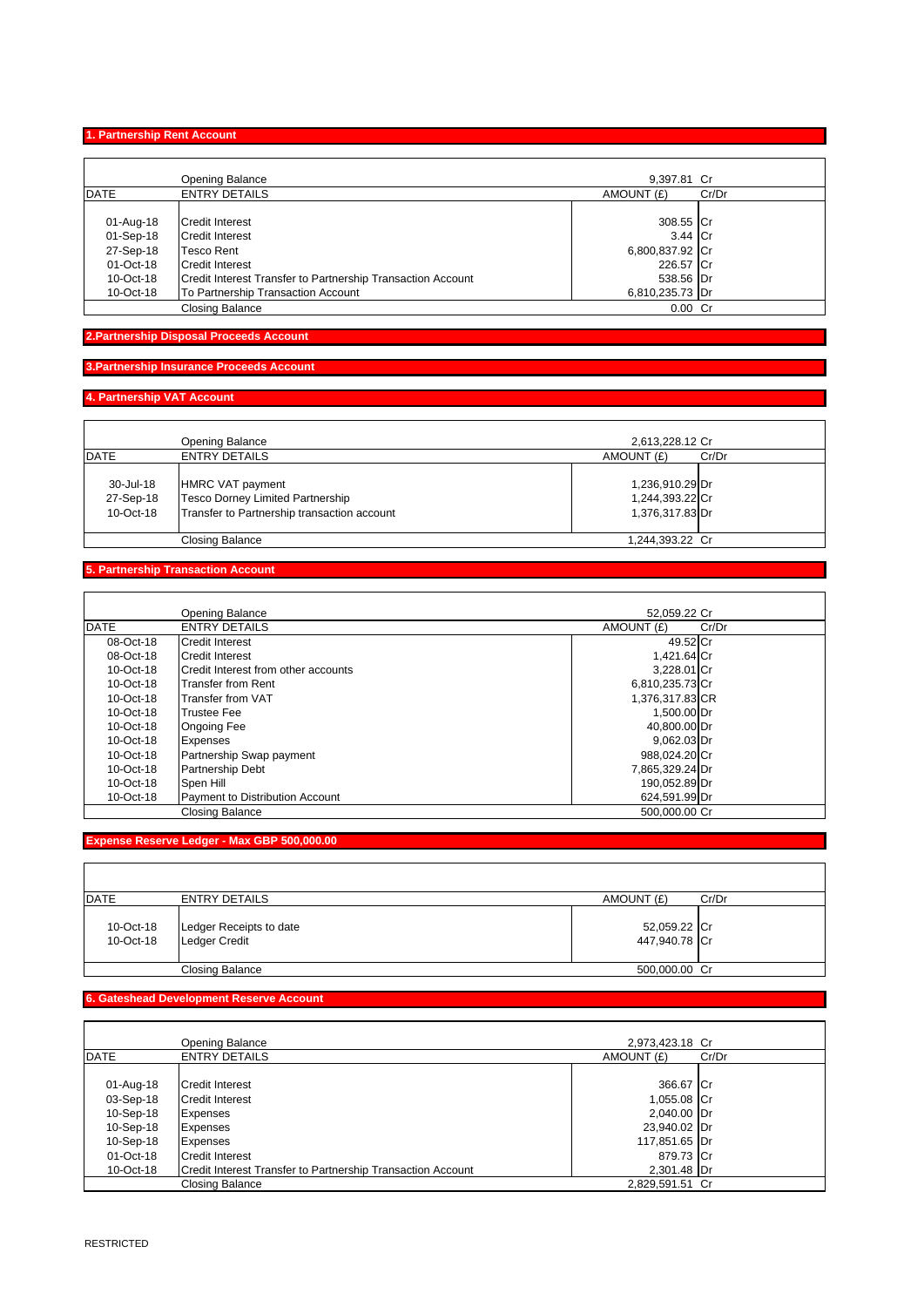## 1. Partnership Rent Account

| DATE | ENTRY DETAILS | AMOUNT (£) | Cr/Dr |
|---|---|---|---|
| | Opening Balance | 9,397.81 | Cr |
| 01-Aug-18 | Credit Interest | 308.55 | Cr |
| 01-Sep-18 | Credit Interest | 3.44 | Cr |
| 27-Sep-18 | Tesco Rent | 6,800,837.92 | Cr |
| 01-Oct-18 | Credit Interest | 226.57 | Cr |
| 10-Oct-18 | Credit Interest Transfer to Partnership Transaction Account | 538.56 | Dr |
| 10-Oct-18 | To Partnership Transaction Account | 6,810,235.73 | Dr |
| | Closing Balance | 0.00 | Cr |

## 2.Partnership Disposal Proceeds Account

## 3.Partnership Insurance Proceeds Account

## 4. Partnership VAT Account

| DATE | ENTRY DETAILS | AMOUNT (£) | Cr/Dr |
|---|---|---|---|
| | Opening Balance | 2,613,228.12 | Cr |
| 30-Jul-18 | HMRC VAT payment | 1,236,910.29 | Dr |
| 27-Sep-18 | Tesco Dorney Limited Partnership | 1,244,393.22 | Cr |
| 10-Oct-18 | Transfer to Partnership transaction account | 1,376,317.83 | Dr |
| | Closing Balance | 1,244,393.22 | Cr |

## 5. Partnership Transaction Account

| DATE | ENTRY DETAILS | AMOUNT (£) | Cr/Dr |
|---|---|---|---|
| | Opening Balance | 52,059.22 | Cr |
| 08-Oct-18 | Credit Interest | 49.52 | Cr |
| 08-Oct-18 | Credit Interest | 1,421.64 | Cr |
| 10-Oct-18 | Credit Interest from other accounts | 3,228.01 | Cr |
| 10-Oct-18 | Transfer from Rent | 6,810,235.73 | Cr |
| 10-Oct-18 | Transfer from VAT | 1,376,317.83 | CR |
| 10-Oct-18 | Trustee Fee | 1,500.00 | Dr |
| 10-Oct-18 | Ongoing Fee | 40,800.00 | Dr |
| 10-Oct-18 | Expenses | 9,062.03 | Dr |
| 10-Oct-18 | Partnership Swap payment | 988,024.20 | Cr |
| 10-Oct-18 | Partnership Debt | 7,865,329.24 | Dr |
| 10-Oct-18 | Spen Hill | 190,052.89 | Dr |
| 10-Oct-18 | Payment to Distribution Account | 624,591.99 | Dr |
| | Closing Balance | 500,000.00 | Cr |

## Expense Reserve Ledger - Max GBP 500,000.00

| DATE | ENTRY DETAILS | AMOUNT (£) | Cr/Dr |
|---|---|---|---|
| 10-Oct-18 | Ledger Receipts to date | 52,059.22 | Cr |
| 10-Oct-18 | Ledger Credit | 447,940.78 | Cr |
| | Closing Balance | 500,000.00 | Cr |

## 6. Gateshead Development Reserve Account

| DATE | ENTRY DETAILS | AMOUNT (£) | Cr/Dr |
|---|---|---|---|
| | Opening Balance | 2,973,423.18 | Cr |
| 01-Aug-18 | Credit Interest | 366.67 | Cr |
| 03-Sep-18 | Credit Interest | 1,055.08 | Cr |
| 10-Sep-18 | Expenses | 2,040.00 | Dr |
| 10-Sep-18 | Expenses | 23,940.02 | Dr |
| 10-Sep-18 | Expenses | 117,851.65 | Dr |
| 01-Oct-18 | Credit Interest | 879.73 | Cr |
| 10-Oct-18 | Credit Interest Transfer to Partnership Transaction Account | 2,301.48 | Dr |
| | Closing Balance | 2,829,591.51 | Cr |

RESTRICTED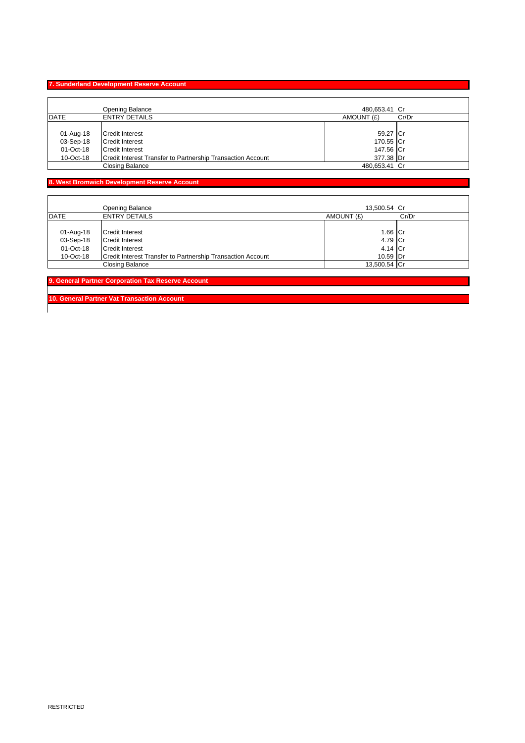## 7. Sunderland Development Reserve Account

| DATE | ENTRY DETAILS | AMOUNT (£) | Cr/Dr |
|---|---|---|---|
| | Opening Balance | 480,653.41 | Cr |
| 01-Aug-18 | Credit Interest | 59.27 | Cr |
| 03-Sep-18 | Credit Interest | 170.55 | Cr |
| 01-Oct-18 | Credit Interest | 147.56 | Cr |
| 10-Oct-18 | Credit Interest Transfer to Partnership Transaction Account | 377.38 | Dr |
| | Closing Balance | 480,653.41 | Cr |

## 8. West Bromwich Development Reserve Account

| DATE | ENTRY DETAILS | AMOUNT (£) | Cr/Dr |
|---|---|---|---|
| | Opening Balance | 13,500.54 | Cr |
| 01-Aug-18 | Credit Interest | 1.66 | Cr |
| 03-Sep-18 | Credit Interest | 4.79 | Cr |
| 01-Oct-18 | Credit Interest | 4.14 | Cr |
| 10-Oct-18 | Credit Interest Transfer to Partnership Transaction Account | 10.59 | Dr |
| | Closing Balance | 13,500.54 | Cr |

## 9. General Partner Corporation Tax Reserve Account

## 10. General Partner Vat Transaction Account

RESTRICTED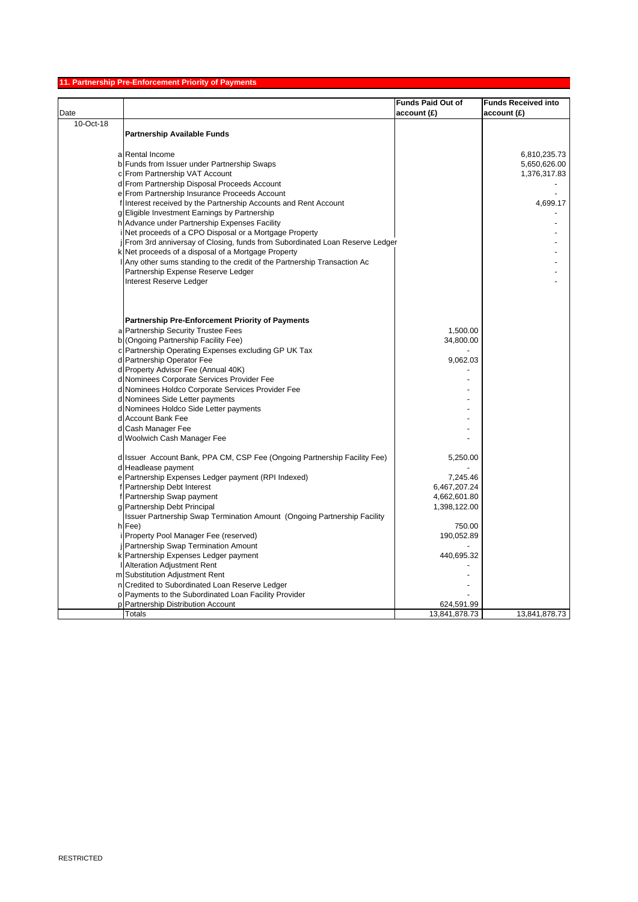## 11. Partnership Pre-Enforcement Priority of Payments

| Date | | | Funds Paid Out of account (£) | Funds Received into account (£) |
|---|---|---|---|---|
| 10-Oct-18 | | **Partnership Available Funds** | | |
| | a | Rental Income | | 6,810,235.73 |
| | b | Funds from Issuer under Partnership Swaps | | 5,650,626.00 |
| | c | From Partnership VAT Account | | 1,376,317.83 |
| | d | From Partnership Disposal Proceeds Account | | - |
| | e | From Partnership Insurance Proceeds Account | | - |
| | f | Interest received by the Partnership Accounts and Rent Account | | 4,699.17 |
| | g | Eligible Investment Earnings by Partnership | | - |
| | h | Advance under Partnership Expenses Facility | | - |
| | i | Net proceeds of a CPO Disposal or a Mortgage Property | | - |
| | j | From 3rd anniversay of Closing, funds from Subordinated Loan Reserve Ledger | | - |
| | k | Net proceeds of a disposal of a Mortgage Property | | - |
| | l | Any other sums standing to the credit of the Partnership Transaction Ac | | - |
| | | Partnership Expense Reserve Ledger | | - |
| | | Interest Reserve Ledger | | - |
| | | **Partnership Pre-Enforcement Priority of Payments** | | |
| | a | Partnership Security Trustee Fees | 1,500.00 | |
| | b | (Ongoing Partnership Facility Fee) | 34,800.00 | |
| | c | Partnership Operating Expenses excluding GP UK Tax | - | |
| | d | Partnership Operator Fee | 9,062.03 | |
| | d | Property Advisor Fee (Annual 40K) | - | |
| | d | Nominees Corporate Services Provider Fee | - | |
| | d | Nominees Holdco Corporate Services Provider Fee | - | |
| | d | Nominees Side Letter payments | - | |
| | d | Nominees Holdco Side Letter payments | - | |
| | d | Account Bank Fee | - | |
| | d | Cash Manager Fee | - | |
| | d | Woolwich Cash Manager Fee | - | |
| | d | Issuer Account Bank, PPA CM, CSP Fee (Ongoing Partnership Facility Fee) | 5,250.00 | |
| | d | Headlease payment | - | |
| | e | Partnership Expenses Ledger payment (RPI Indexed) | 7,245.46 | |
| | f | Partnership Debt Interest | 6,467,207.24 | |
| | f | Partnership Swap payment | 4,662,601.80 | |
| | g | Partnership Debt Principal | 1,398,122.00 | |
| | h | Issuer Partnership Swap Termination Amount (Ongoing Partnership Facility Fee) | 750.00 | |
| | i | Property Pool Manager Fee (reserved) | 190,052.89 | |
| | j | Partnership Swap Termination Amount | - | |
| | k | Partnership Expenses Ledger payment | 440,695.32 | |
| | l | Alteration Adjustment Rent | - | |
| | m | Substitution Adjustment Rent | - | |
| | n | Credited to Subordinated Loan Reserve Ledger | - | |
| | o | Payments to the Subordinated Loan Facility Provider | - | |
| | p | Partnership Distribution Account | 624,591.99 | |
| | | Totals | 13,841,878.73 | 13,841,878.73 |

RESTRICTED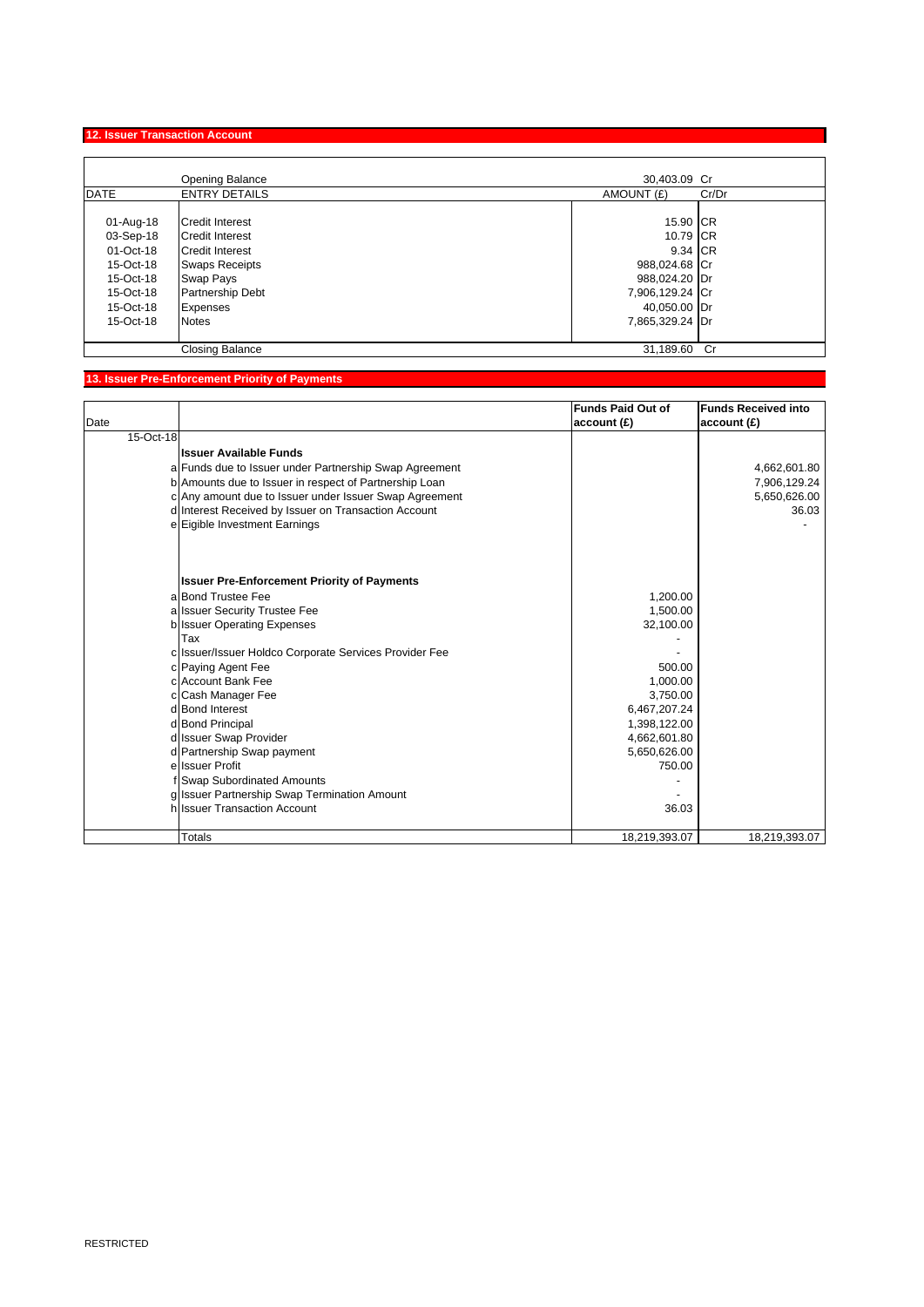## 12. Issuer Transaction Account

| DATE | ENTRY DETAILS | AMOUNT (£) | Cr/Dr |
|---|---|---|---|
| | Opening Balance | 30,403.09 | Cr |
| 01-Aug-18 | Credit Interest | 15.90 | CR |
| 03-Sep-18 | Credit Interest | 10.79 | CR |
| 01-Oct-18 | Credit Interest | 9.34 | CR |
| 15-Oct-18 | Swaps Receipts | 988,024.68 | Cr |
| 15-Oct-18 | Swap Pays | 988,024.20 | Dr |
| 15-Oct-18 | Partnership Debt | 7,906,129.24 | Cr |
| 15-Oct-18 | Expenses | 40,050.00 | Dr |
| 15-Oct-18 | Notes | 7,865,329.24 | Dr |
| | Closing Balance | 31,189.60 | Cr |

## 13. Issuer Pre-Enforcement Priority of Payments

| Date | | | Funds Paid Out of account (£) | Funds Received into account (£) |
|---|---|---|---|---|
| 15-Oct-18 | | | | |
| | | **Issuer Available Funds** | | |
| | a | Funds due to Issuer under Partnership Swap Agreement | | 4,662,601.80 |
| | b | Amounts due to Issuer in respect of Partnership Loan | | 7,906,129.24 |
| | c | Any amount due to Issuer under Issuer Swap Agreement | | 5,650,626.00 |
| | d | Interest Received by Issuer on Transaction Account | | 36.03 |
| | e | Eigible Investment Earnings | | - |
| | | **Issuer Pre-Enforcement Priority of Payments** | | |
| | a | Bond Trustee Fee | 1,200.00 | |
| | a | Issuer Security Trustee Fee | 1,500.00 | |
| | b | Issuer Operating Expenses | 32,100.00 | |
| | | Tax | - | |
| | c | Issuer/Issuer Holdco Corporate Services Provider Fee | - | |
| | c | Paying Agent Fee | 500.00 | |
| | c | Account Bank Fee | 1,000.00 | |
| | c | Cash Manager Fee | 3,750.00 | |
| | d | Bond Interest | 6,467,207.24 | |
| | d | Bond Principal | 1,398,122.00 | |
| | d | Issuer Swap Provider | 4,662,601.80 | |
| | d | Partnership Swap payment | 5,650,626.00 | |
| | e | Issuer Profit | 750.00 | |
| | f | Swap Subordinated Amounts | - | |
| | g | Issuer Partnership Swap Termination Amount | - | |
| | h | Issuer Transaction Account | 36.03 | |
| | | Totals | 18,219,393.07 | 18,219,393.07 |

RESTRICTED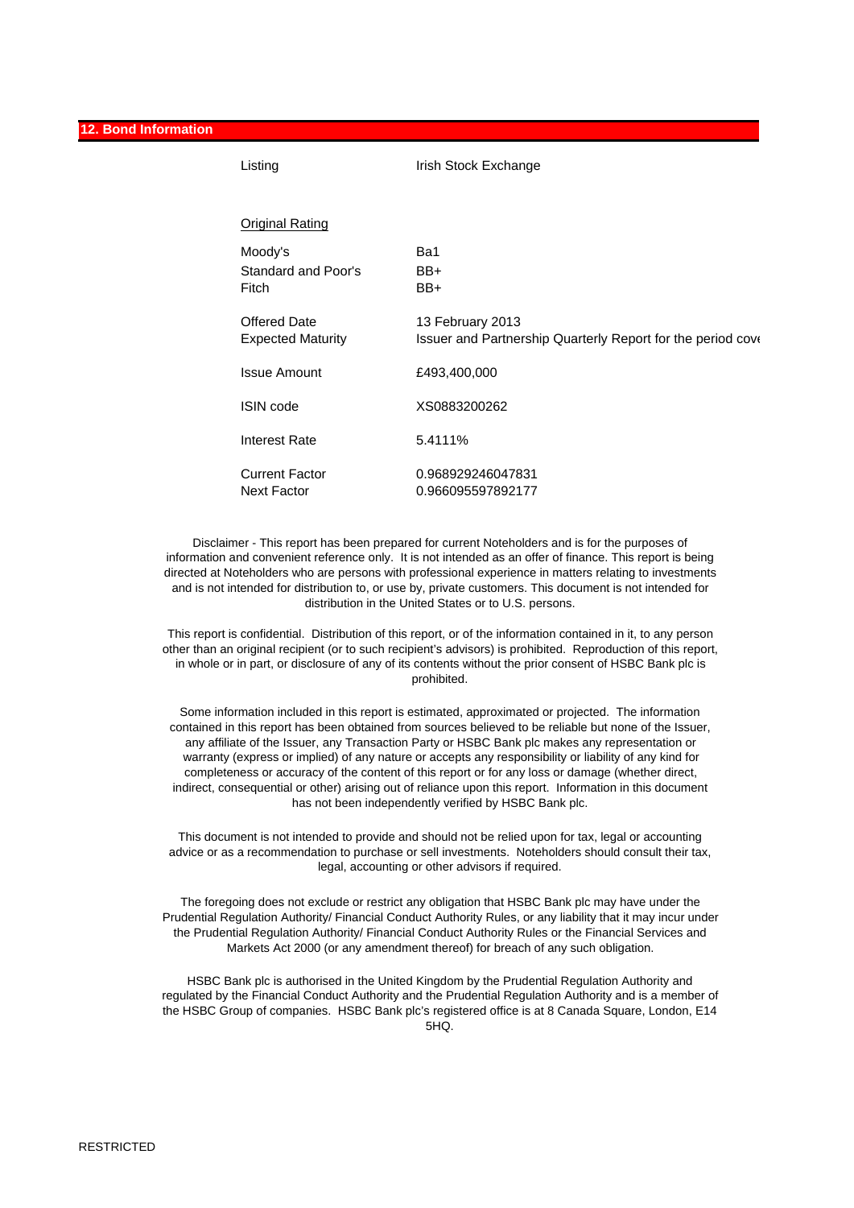## 12. Bond Information

| | |
|---|---|
| Listing | Irish Stock Exchange |
| | |
| Original Rating | |
| Moody's | Ba1 |
| Standard and Poor's | BB+ |
| Fitch | BB+ |
| | |
| Offered Date | 13 February 2013 |
| Expected Maturity | Issuer and Partnership Quarterly Report for the period cove |
| | |
| Issue Amount | £493,400,000 |
| | |
| ISIN code | XS0883200262 |
| | |
| Interest Rate | 5.4111% |
| | |
| Current Factor | 0.968929246047831 |
| Next Factor | 0.966095597892177 |

Disclaimer - This report has been prepared for current Noteholders and is for the purposes of information and convenient reference only. It is not intended as an offer of finance. This report is being directed at Noteholders who are persons with professional experience in matters relating to investments and is not intended for distribution to, or use by, private customers. This document is not intended for distribution in the United States or to U.S. persons.

This report is confidential. Distribution of this report, or of the information contained in it, to any person other than an original recipient (or to such recipient's advisors) is prohibited. Reproduction of this report, in whole or in part, or disclosure of any of its contents without the prior consent of HSBC Bank plc is prohibited.

Some information included in this report is estimated, approximated or projected. The information contained in this report has been obtained from sources believed to be reliable but none of the Issuer, any affiliate of the Issuer, any Transaction Party or HSBC Bank plc makes any representation or warranty (express or implied) of any nature or accepts any responsibility or liability of any kind for completeness or accuracy of the content of this report or for any loss or damage (whether direct, indirect, consequential or other) arising out of reliance upon this report. Information in this document has not been independently verified by HSBC Bank plc.

This document is not intended to provide and should not be relied upon for tax, legal or accounting advice or as a recommendation to purchase or sell investments. Noteholders should consult their tax, legal, accounting or other advisors if required.

The foregoing does not exclude or restrict any obligation that HSBC Bank plc may have under the Prudential Regulation Authority/ Financial Conduct Authority Rules, or any liability that it may incur under the Prudential Regulation Authority/ Financial Conduct Authority Rules or the Financial Services and Markets Act 2000 (or any amendment thereof) for breach of any such obligation.

HSBC Bank plc is authorised in the United Kingdom by the Prudential Regulation Authority and regulated by the Financial Conduct Authority and the Prudential Regulation Authority and is a member of the HSBC Group of companies. HSBC Bank plc's registered office is at 8 Canada Square, London, E14 5HQ.

RESTRICTED